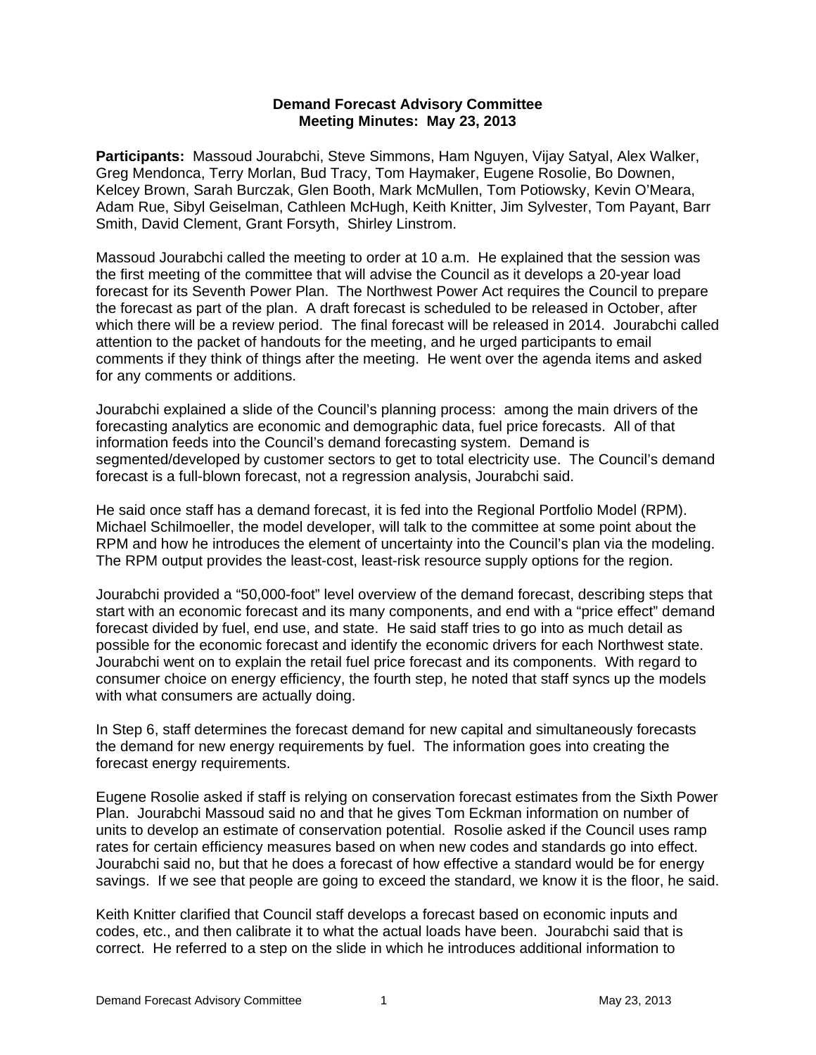**Demand Forecast Advisory Committee**
**Meeting Minutes: May 23, 2013**

**Participants:** Massoud Jourabchi, Steve Simmons, Ham Nguyen, Vijay Satyal, Alex Walker, Greg Mendonca, Terry Morlan, Bud Tracy, Tom Haymaker, Eugene Rosolie, Bo Downen, Kelcey Brown, Sarah Burczak, Glen Booth, Mark McMullen, Tom Potiowsky, Kevin O'Meara, Adam Rue, Sibyl Geiselman, Cathleen McHugh, Keith Knitter, Jim Sylvester, Tom Payant, Barr Smith, David Clement, Grant Forsyth, Shirley Linstrom.

Massoud Jourabchi called the meeting to order at 10 a.m. He explained that the session was the first meeting of the committee that will advise the Council as it develops a 20-year load forecast for its Seventh Power Plan. The Northwest Power Act requires the Council to prepare the forecast as part of the plan. A draft forecast is scheduled to be released in October, after which there will be a review period. The final forecast will be released in 2014. Jourabchi called attention to the packet of handouts for the meeting, and he urged participants to email comments if they think of things after the meeting. He went over the agenda items and asked for any comments or additions.

Jourabchi explained a slide of the Council's planning process: among the main drivers of the forecasting analytics are economic and demographic data, fuel price forecasts. All of that information feeds into the Council's demand forecasting system. Demand is segmented/developed by customer sectors to get to total electricity use. The Council's demand forecast is a full-blown forecast, not a regression analysis, Jourabchi said.

He said once staff has a demand forecast, it is fed into the Regional Portfolio Model (RPM). Michael Schilmoeller, the model developer, will talk to the committee at some point about the RPM and how he introduces the element of uncertainty into the Council's plan via the modeling. The RPM output provides the least-cost, least-risk resource supply options for the region.

Jourabchi provided a "50,000-foot" level overview of the demand forecast, describing steps that start with an economic forecast and its many components, and end with a "price effect" demand forecast divided by fuel, end use, and state. He said staff tries to go into as much detail as possible for the economic forecast and identify the economic drivers for each Northwest state. Jourabchi went on to explain the retail fuel price forecast and its components. With regard to consumer choice on energy efficiency, the fourth step, he noted that staff syncs up the models with what consumers are actually doing.

In Step 6, staff determines the forecast demand for new capital and simultaneously forecasts the demand for new energy requirements by fuel. The information goes into creating the forecast energy requirements.

Eugene Rosolie asked if staff is relying on conservation forecast estimates from the Sixth Power Plan. Jourabchi Massoud said no and that he gives Tom Eckman information on number of units to develop an estimate of conservation potential. Rosolie asked if the Council uses ramp rates for certain efficiency measures based on when new codes and standards go into effect. Jourabchi said no, but that he does a forecast of how effective a standard would be for energy savings. If we see that people are going to exceed the standard, we know it is the floor, he said.

Keith Knitter clarified that Council staff develops a forecast based on economic inputs and codes, etc., and then calibrate it to what the actual loads have been. Jourabchi said that is correct. He referred to a step on the slide in which he introduces additional information to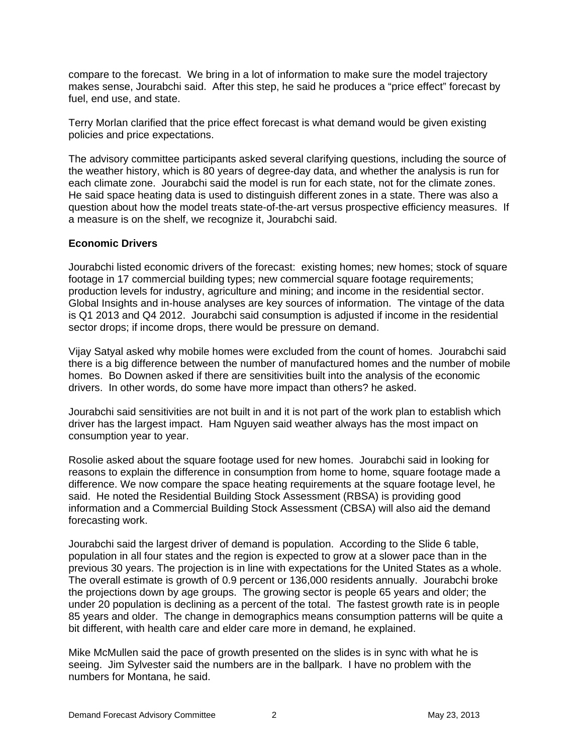compare to the forecast. We bring in a lot of information to make sure the model trajectory makes sense, Jourabchi said. After this step, he said he produces a "price effect" forecast by fuel, end use, and state.

Terry Morlan clarified that the price effect forecast is what demand would be given existing policies and price expectations.

The advisory committee participants asked several clarifying questions, including the source of the weather history, which is 80 years of degree-day data, and whether the analysis is run for each climate zone. Jourabchi said the model is run for each state, not for the climate zones. He said space heating data is used to distinguish different zones in a state. There was also a question about how the model treats state-of-the-art versus prospective efficiency measures. If a measure is on the shelf, we recognize it, Jourabchi said.

**Economic Drivers**

Jourabchi listed economic drivers of the forecast: existing homes; new homes; stock of square footage in 17 commercial building types; new commercial square footage requirements; production levels for industry, agriculture and mining; and income in the residential sector. Global Insights and in-house analyses are key sources of information. The vintage of the data is Q1 2013 and Q4 2012. Jourabchi said consumption is adjusted if income in the residential sector drops; if income drops, there would be pressure on demand.

Vijay Satyal asked why mobile homes were excluded from the count of homes. Jourabchi said there is a big difference between the number of manufactured homes and the number of mobile homes. Bo Downen asked if there are sensitivities built into the analysis of the economic drivers. In other words, do some have more impact than others? he asked.

Jourabchi said sensitivities are not built in and it is not part of the work plan to establish which driver has the largest impact. Ham Nguyen said weather always has the most impact on consumption year to year.

Rosolie asked about the square footage used for new homes. Jourabchi said in looking for reasons to explain the difference in consumption from home to home, square footage made a difference. We now compare the space heating requirements at the square footage level, he said. He noted the Residential Building Stock Assessment (RBSA) is providing good information and a Commercial Building Stock Assessment (CBSA) will also aid the demand forecasting work.

Jourabchi said the largest driver of demand is population. According to the Slide 6 table, population in all four states and the region is expected to grow at a slower pace than in the previous 30 years. The projection is in line with expectations for the United States as a whole. The overall estimate is growth of 0.9 percent or 136,000 residents annually. Jourabchi broke the projections down by age groups. The growing sector is people 65 years and older; the under 20 population is declining as a percent of the total. The fastest growth rate is in people 85 years and older. The change in demographics means consumption patterns will be quite a bit different, with health care and elder care more in demand, he explained.

Mike McMullen said the pace of growth presented on the slides is in sync with what he is seeing. Jim Sylvester said the numbers are in the ballpark. I have no problem with the numbers for Montana, he said.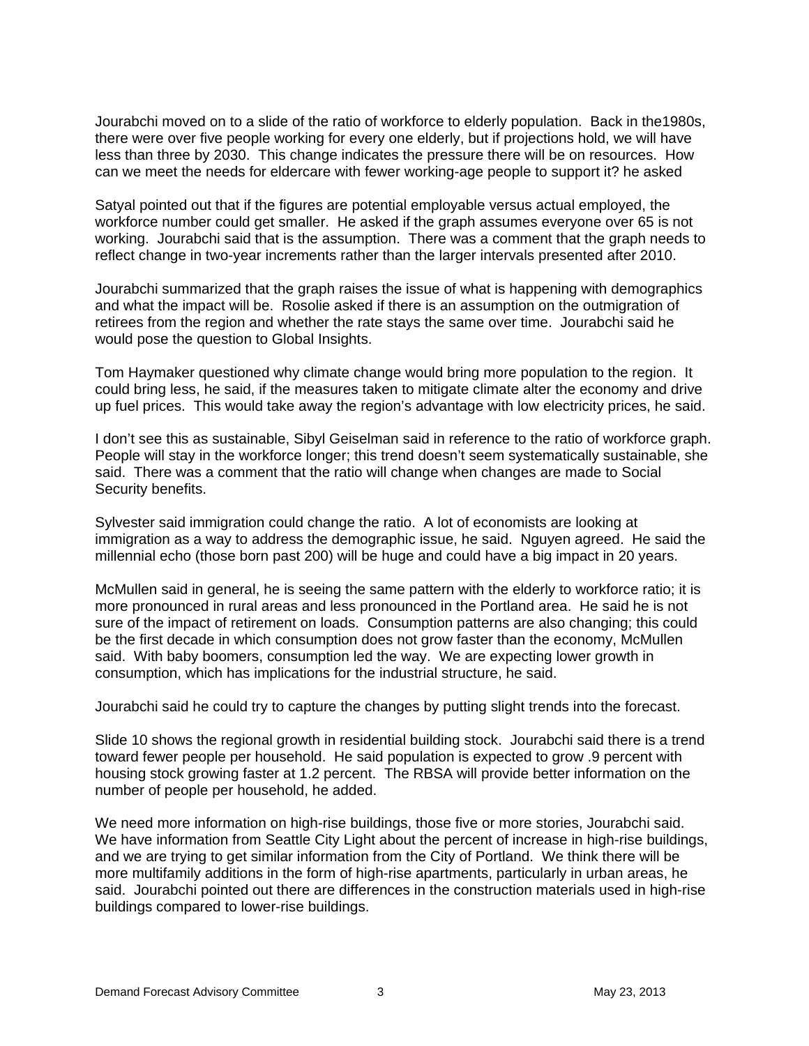Jourabchi moved on to a slide of the ratio of workforce to elderly population. Back in the1980s, there were over five people working for every one elderly, but if projections hold, we will have less than three by 2030. This change indicates the pressure there will be on resources. How can we meet the needs for eldercare with fewer working-age people to support it? he asked

Satyal pointed out that if the figures are potential employable versus actual employed, the workforce number could get smaller. He asked if the graph assumes everyone over 65 is not working. Jourabchi said that is the assumption. There was a comment that the graph needs to reflect change in two-year increments rather than the larger intervals presented after 2010.

Jourabchi summarized that the graph raises the issue of what is happening with demographics and what the impact will be. Rosolie asked if there is an assumption on the outmigration of retirees from the region and whether the rate stays the same over time. Jourabchi said he would pose the question to Global Insights.

Tom Haymaker questioned why climate change would bring more population to the region. It could bring less, he said, if the measures taken to mitigate climate alter the economy and drive up fuel prices. This would take away the region's advantage with low electricity prices, he said.

I don't see this as sustainable, Sibyl Geiselman said in reference to the ratio of workforce graph. People will stay in the workforce longer; this trend doesn't seem systematically sustainable, she said. There was a comment that the ratio will change when changes are made to Social Security benefits.

Sylvester said immigration could change the ratio. A lot of economists are looking at immigration as a way to address the demographic issue, he said. Nguyen agreed. He said the millennial echo (those born past 200) will be huge and could have a big impact in 20 years.

McMullen said in general, he is seeing the same pattern with the elderly to workforce ratio; it is more pronounced in rural areas and less pronounced in the Portland area. He said he is not sure of the impact of retirement on loads. Consumption patterns are also changing; this could be the first decade in which consumption does not grow faster than the economy, McMullen said. With baby boomers, consumption led the way. We are expecting lower growth in consumption, which has implications for the industrial structure, he said.

Jourabchi said he could try to capture the changes by putting slight trends into the forecast.

Slide 10 shows the regional growth in residential building stock. Jourabchi said there is a trend toward fewer people per household. He said population is expected to grow .9 percent with housing stock growing faster at 1.2 percent. The RBSA will provide better information on the number of people per household, he added.

We need more information on high-rise buildings, those five or more stories, Jourabchi said. We have information from Seattle City Light about the percent of increase in high-rise buildings, and we are trying to get similar information from the City of Portland. We think there will be more multifamily additions in the form of high-rise apartments, particularly in urban areas, he said. Jourabchi pointed out there are differences in the construction materials used in high-rise buildings compared to lower-rise buildings.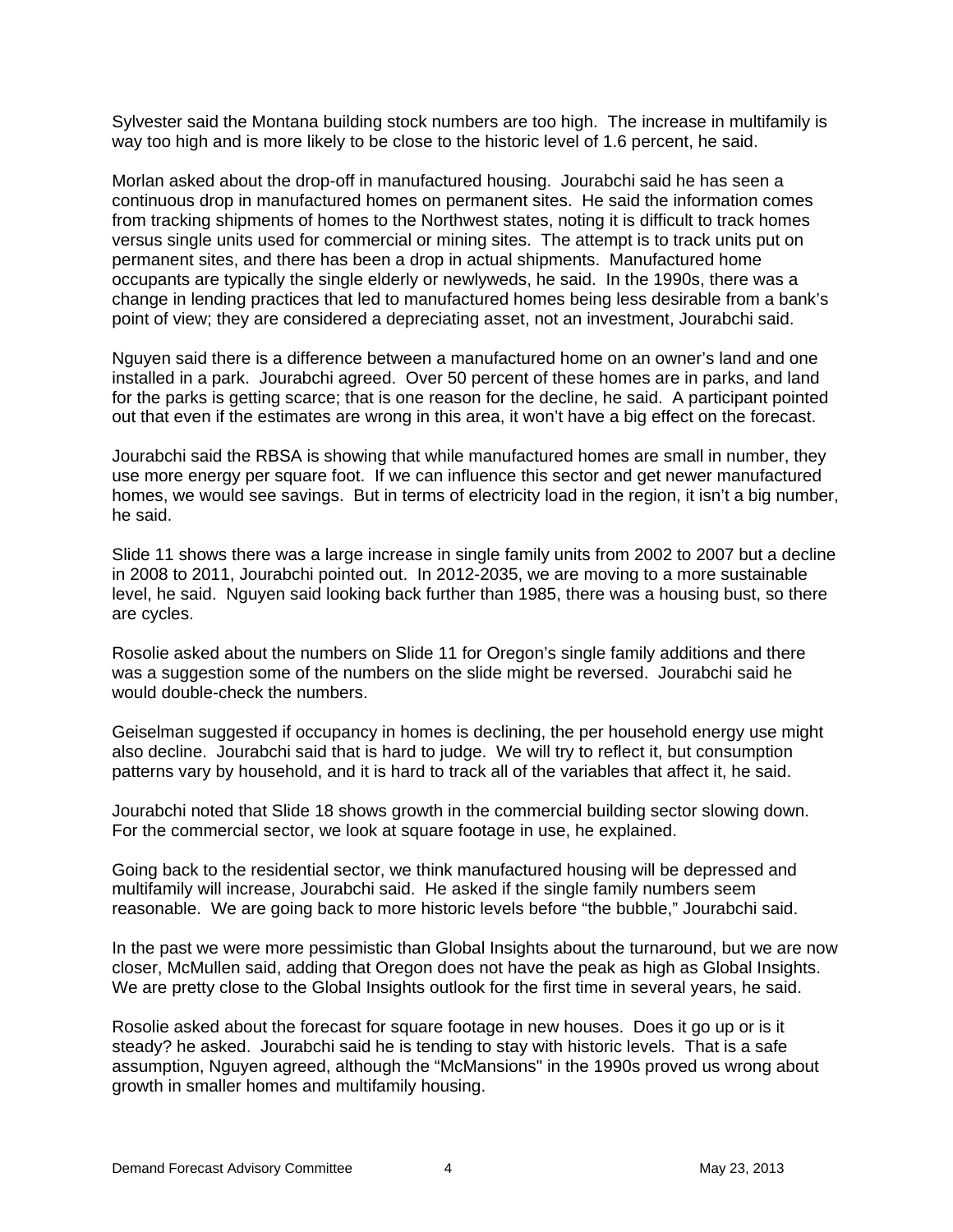Sylvester said the Montana building stock numbers are too high. The increase in multifamily is way too high and is more likely to be close to the historic level of 1.6 percent, he said.

Morlan asked about the drop-off in manufactured housing. Jourabchi said he has seen a continuous drop in manufactured homes on permanent sites. He said the information comes from tracking shipments of homes to the Northwest states, noting it is difficult to track homes versus single units used for commercial or mining sites. The attempt is to track units put on permanent sites, and there has been a drop in actual shipments. Manufactured home occupants are typically the single elderly or newlyweds, he said. In the 1990s, there was a change in lending practices that led to manufactured homes being less desirable from a bank's point of view; they are considered a depreciating asset, not an investment, Jourabchi said.

Nguyen said there is a difference between a manufactured home on an owner's land and one installed in a park. Jourabchi agreed. Over 50 percent of these homes are in parks, and land for the parks is getting scarce; that is one reason for the decline, he said. A participant pointed out that even if the estimates are wrong in this area, it won't have a big effect on the forecast.

Jourabchi said the RBSA is showing that while manufactured homes are small in number, they use more energy per square foot. If we can influence this sector and get newer manufactured homes, we would see savings. But in terms of electricity load in the region, it isn't a big number, he said.

Slide 11 shows there was a large increase in single family units from 2002 to 2007 but a decline in 2008 to 2011, Jourabchi pointed out. In 2012-2035, we are moving to a more sustainable level, he said. Nguyen said looking back further than 1985, there was a housing bust, so there are cycles.

Rosolie asked about the numbers on Slide 11 for Oregon's single family additions and there was a suggestion some of the numbers on the slide might be reversed. Jourabchi said he would double-check the numbers.

Geiselman suggested if occupancy in homes is declining, the per household energy use might also decline. Jourabchi said that is hard to judge. We will try to reflect it, but consumption patterns vary by household, and it is hard to track all of the variables that affect it, he said.

Jourabchi noted that Slide 18 shows growth in the commercial building sector slowing down. For the commercial sector, we look at square footage in use, he explained.

Going back to the residential sector, we think manufactured housing will be depressed and multifamily will increase, Jourabchi said. He asked if the single family numbers seem reasonable. We are going back to more historic levels before "the bubble," Jourabchi said.

In the past we were more pessimistic than Global Insights about the turnaround, but we are now closer, McMullen said, adding that Oregon does not have the peak as high as Global Insights. We are pretty close to the Global Insights outlook for the first time in several years, he said.

Rosolie asked about the forecast for square footage in new houses. Does it go up or is it steady? he asked. Jourabchi said he is tending to stay with historic levels. That is a safe assumption, Nguyen agreed, although the "McMansions" in the 1990s proved us wrong about growth in smaller homes and multifamily housing.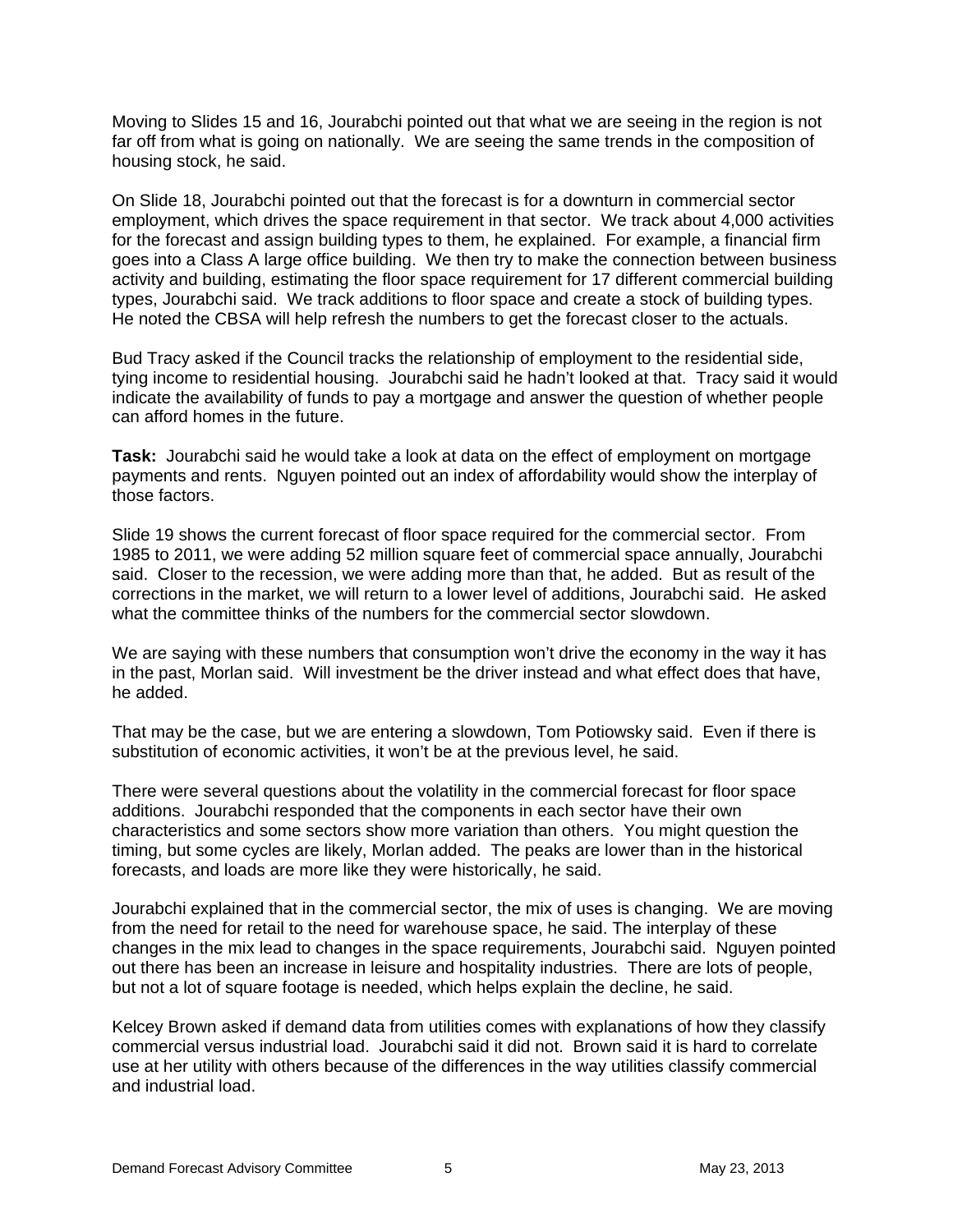Moving to Slides 15 and 16, Jourabchi pointed out that what we are seeing in the region is not far off from what is going on nationally. We are seeing the same trends in the composition of housing stock, he said.

On Slide 18, Jourabchi pointed out that the forecast is for a downturn in commercial sector employment, which drives the space requirement in that sector. We track about 4,000 activities for the forecast and assign building types to them, he explained. For example, a financial firm goes into a Class A large office building. We then try to make the connection between business activity and building, estimating the floor space requirement for 17 different commercial building types, Jourabchi said. We track additions to floor space and create a stock of building types. He noted the CBSA will help refresh the numbers to get the forecast closer to the actuals.

Bud Tracy asked if the Council tracks the relationship of employment to the residential side, tying income to residential housing. Jourabchi said he hadn't looked at that. Tracy said it would indicate the availability of funds to pay a mortgage and answer the question of whether people can afford homes in the future.

**Task:** Jourabchi said he would take a look at data on the effect of employment on mortgage payments and rents. Nguyen pointed out an index of affordability would show the interplay of those factors.

Slide 19 shows the current forecast of floor space required for the commercial sector. From 1985 to 2011, we were adding 52 million square feet of commercial space annually, Jourabchi said. Closer to the recession, we were adding more than that, he added. But as result of the corrections in the market, we will return to a lower level of additions, Jourabchi said. He asked what the committee thinks of the numbers for the commercial sector slowdown.

We are saying with these numbers that consumption won't drive the economy in the way it has in the past, Morlan said. Will investment be the driver instead and what effect does that have, he added.

That may be the case, but we are entering a slowdown, Tom Potiowsky said. Even if there is substitution of economic activities, it won't be at the previous level, he said.

There were several questions about the volatility in the commercial forecast for floor space additions. Jourabchi responded that the components in each sector have their own characteristics and some sectors show more variation than others. You might question the timing, but some cycles are likely, Morlan added. The peaks are lower than in the historical forecasts, and loads are more like they were historically, he said.

Jourabchi explained that in the commercial sector, the mix of uses is changing. We are moving from the need for retail to the need for warehouse space, he said. The interplay of these changes in the mix lead to changes in the space requirements, Jourabchi said. Nguyen pointed out there has been an increase in leisure and hospitality industries. There are lots of people, but not a lot of square footage is needed, which helps explain the decline, he said.

Kelcey Brown asked if demand data from utilities comes with explanations of how they classify commercial versus industrial load. Jourabchi said it did not. Brown said it is hard to correlate use at her utility with others because of the differences in the way utilities classify commercial and industrial load.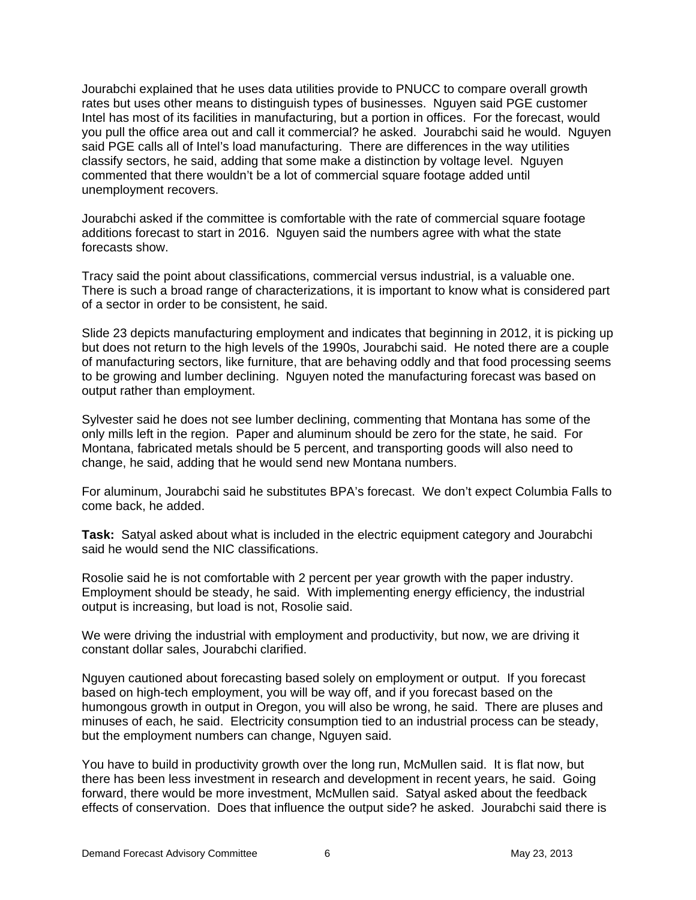Jourabchi explained that he uses data utilities provide to PNUCC to compare overall growth rates but uses other means to distinguish types of businesses. Nguyen said PGE customer Intel has most of its facilities in manufacturing, but a portion in offices. For the forecast, would you pull the office area out and call it commercial? he asked. Jourabchi said he would. Nguyen said PGE calls all of Intel's load manufacturing. There are differences in the way utilities classify sectors, he said, adding that some make a distinction by voltage level. Nguyen commented that there wouldn't be a lot of commercial square footage added until unemployment recovers.

Jourabchi asked if the committee is comfortable with the rate of commercial square footage additions forecast to start in 2016. Nguyen said the numbers agree with what the state forecasts show.

Tracy said the point about classifications, commercial versus industrial, is a valuable one. There is such a broad range of characterizations, it is important to know what is considered part of a sector in order to be consistent, he said.

Slide 23 depicts manufacturing employment and indicates that beginning in 2012, it is picking up but does not return to the high levels of the 1990s, Jourabchi said. He noted there are a couple of manufacturing sectors, like furniture, that are behaving oddly and that food processing seems to be growing and lumber declining. Nguyen noted the manufacturing forecast was based on output rather than employment.

Sylvester said he does not see lumber declining, commenting that Montana has some of the only mills left in the region. Paper and aluminum should be zero for the state, he said. For Montana, fabricated metals should be 5 percent, and transporting goods will also need to change, he said, adding that he would send new Montana numbers.

For aluminum, Jourabchi said he substitutes BPA's forecast. We don't expect Columbia Falls to come back, he added.

**Task:** Satyal asked about what is included in the electric equipment category and Jourabchi said he would send the NIC classifications.

Rosolie said he is not comfortable with 2 percent per year growth with the paper industry. Employment should be steady, he said. With implementing energy efficiency, the industrial output is increasing, but load is not, Rosolie said.

We were driving the industrial with employment and productivity, but now, we are driving it constant dollar sales, Jourabchi clarified.

Nguyen cautioned about forecasting based solely on employment or output. If you forecast based on high-tech employment, you will be way off, and if you forecast based on the humongous growth in output in Oregon, you will also be wrong, he said. There are pluses and minuses of each, he said. Electricity consumption tied to an industrial process can be steady, but the employment numbers can change, Nguyen said.

You have to build in productivity growth over the long run, McMullen said. It is flat now, but there has been less investment in research and development in recent years, he said. Going forward, there would be more investment, McMullen said. Satyal asked about the feedback effects of conservation. Does that influence the output side? he asked. Jourabchi said there is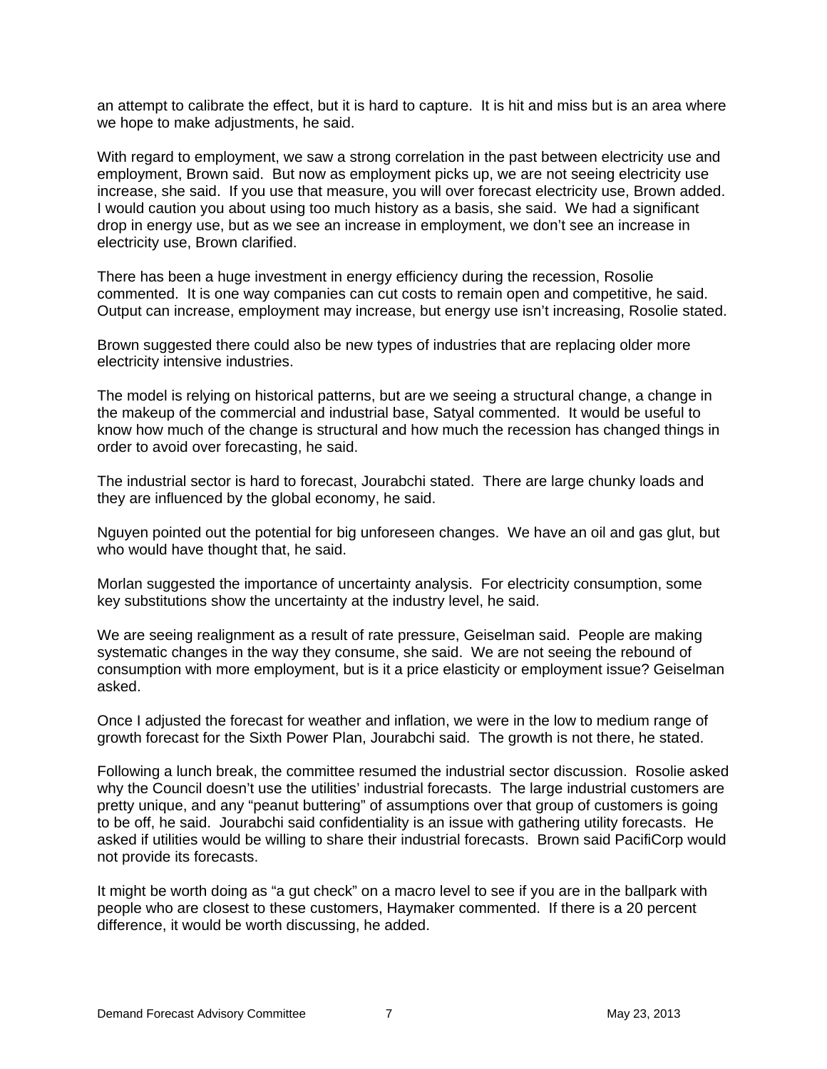an attempt to calibrate the effect, but it is hard to capture. It is hit and miss but is an area where we hope to make adjustments, he said.

With regard to employment, we saw a strong correlation in the past between electricity use and employment, Brown said. But now as employment picks up, we are not seeing electricity use increase, she said. If you use that measure, you will over forecast electricity use, Brown added. I would caution you about using too much history as a basis, she said. We had a significant drop in energy use, but as we see an increase in employment, we don't see an increase in electricity use, Brown clarified.

There has been a huge investment in energy efficiency during the recession, Rosolie commented. It is one way companies can cut costs to remain open and competitive, he said. Output can increase, employment may increase, but energy use isn't increasing, Rosolie stated.

Brown suggested there could also be new types of industries that are replacing older more electricity intensive industries.

The model is relying on historical patterns, but are we seeing a structural change, a change in the makeup of the commercial and industrial base, Satyal commented. It would be useful to know how much of the change is structural and how much the recession has changed things in order to avoid over forecasting, he said.

The industrial sector is hard to forecast, Jourabchi stated. There are large chunky loads and they are influenced by the global economy, he said.

Nguyen pointed out the potential for big unforeseen changes. We have an oil and gas glut, but who would have thought that, he said.

Morlan suggested the importance of uncertainty analysis. For electricity consumption, some key substitutions show the uncertainty at the industry level, he said.

We are seeing realignment as a result of rate pressure, Geiselman said. People are making systematic changes in the way they consume, she said. We are not seeing the rebound of consumption with more employment, but is it a price elasticity or employment issue? Geiselman asked.

Once I adjusted the forecast for weather and inflation, we were in the low to medium range of growth forecast for the Sixth Power Plan, Jourabchi said. The growth is not there, he stated.

Following a lunch break, the committee resumed the industrial sector discussion. Rosolie asked why the Council doesn't use the utilities' industrial forecasts. The large industrial customers are pretty unique, and any "peanut buttering" of assumptions over that group of customers is going to be off, he said. Jourabchi said confidentiality is an issue with gathering utility forecasts. He asked if utilities would be willing to share their industrial forecasts. Brown said PacifiCorp would not provide its forecasts.

It might be worth doing as "a gut check" on a macro level to see if you are in the ballpark with people who are closest to these customers, Haymaker commented. If there is a 20 percent difference, it would be worth discussing, he added.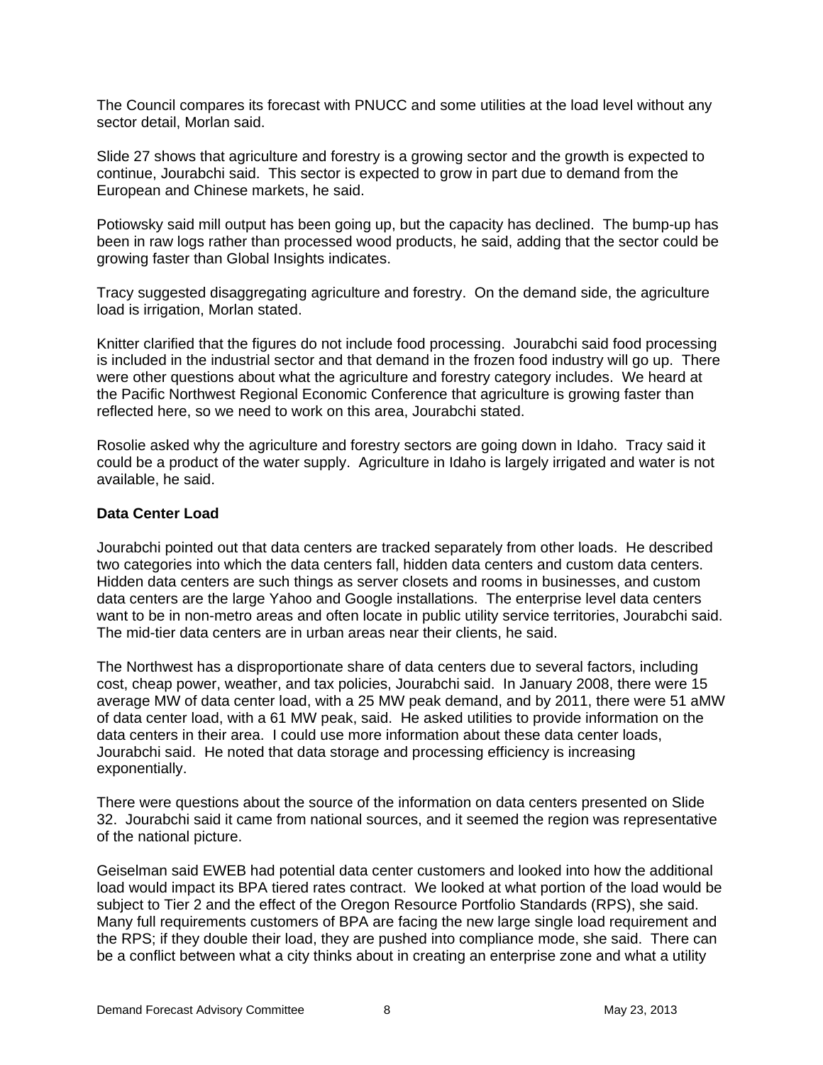The Council compares its forecast with PNUCC and some utilities at the load level without any sector detail, Morlan said.

Slide 27 shows that agriculture and forestry is a growing sector and the growth is expected to continue, Jourabchi said. This sector is expected to grow in part due to demand from the European and Chinese markets, he said.

Potiowsky said mill output has been going up, but the capacity has declined. The bump-up has been in raw logs rather than processed wood products, he said, adding that the sector could be growing faster than Global Insights indicates.

Tracy suggested disaggregating agriculture and forestry. On the demand side, the agriculture load is irrigation, Morlan stated.

Knitter clarified that the figures do not include food processing. Jourabchi said food processing is included in the industrial sector and that demand in the frozen food industry will go up. There were other questions about what the agriculture and forestry category includes. We heard at the Pacific Northwest Regional Economic Conference that agriculture is growing faster than reflected here, so we need to work on this area, Jourabchi stated.

Rosolie asked why the agriculture and forestry sectors are going down in Idaho. Tracy said it could be a product of the water supply. Agriculture in Idaho is largely irrigated and water is not available, he said.

**Data Center Load**

Jourabchi pointed out that data centers are tracked separately from other loads. He described two categories into which the data centers fall, hidden data centers and custom data centers. Hidden data centers are such things as server closets and rooms in businesses, and custom data centers are the large Yahoo and Google installations. The enterprise level data centers want to be in non-metro areas and often locate in public utility service territories, Jourabchi said. The mid-tier data centers are in urban areas near their clients, he said.

The Northwest has a disproportionate share of data centers due to several factors, including cost, cheap power, weather, and tax policies, Jourabchi said. In January 2008, there were 15 average MW of data center load, with a 25 MW peak demand, and by 2011, there were 51 aMW of data center load, with a 61 MW peak, said. He asked utilities to provide information on the data centers in their area. I could use more information about these data center loads, Jourabchi said. He noted that data storage and processing efficiency is increasing exponentially.

There were questions about the source of the information on data centers presented on Slide 32. Jourabchi said it came from national sources, and it seemed the region was representative of the national picture.

Geiselman said EWEB had potential data center customers and looked into how the additional load would impact its BPA tiered rates contract. We looked at what portion of the load would be subject to Tier 2 and the effect of the Oregon Resource Portfolio Standards (RPS), she said. Many full requirements customers of BPA are facing the new large single load requirement and the RPS; if they double their load, they are pushed into compliance mode, she said. There can be a conflict between what a city thinks about in creating an enterprise zone and what a utility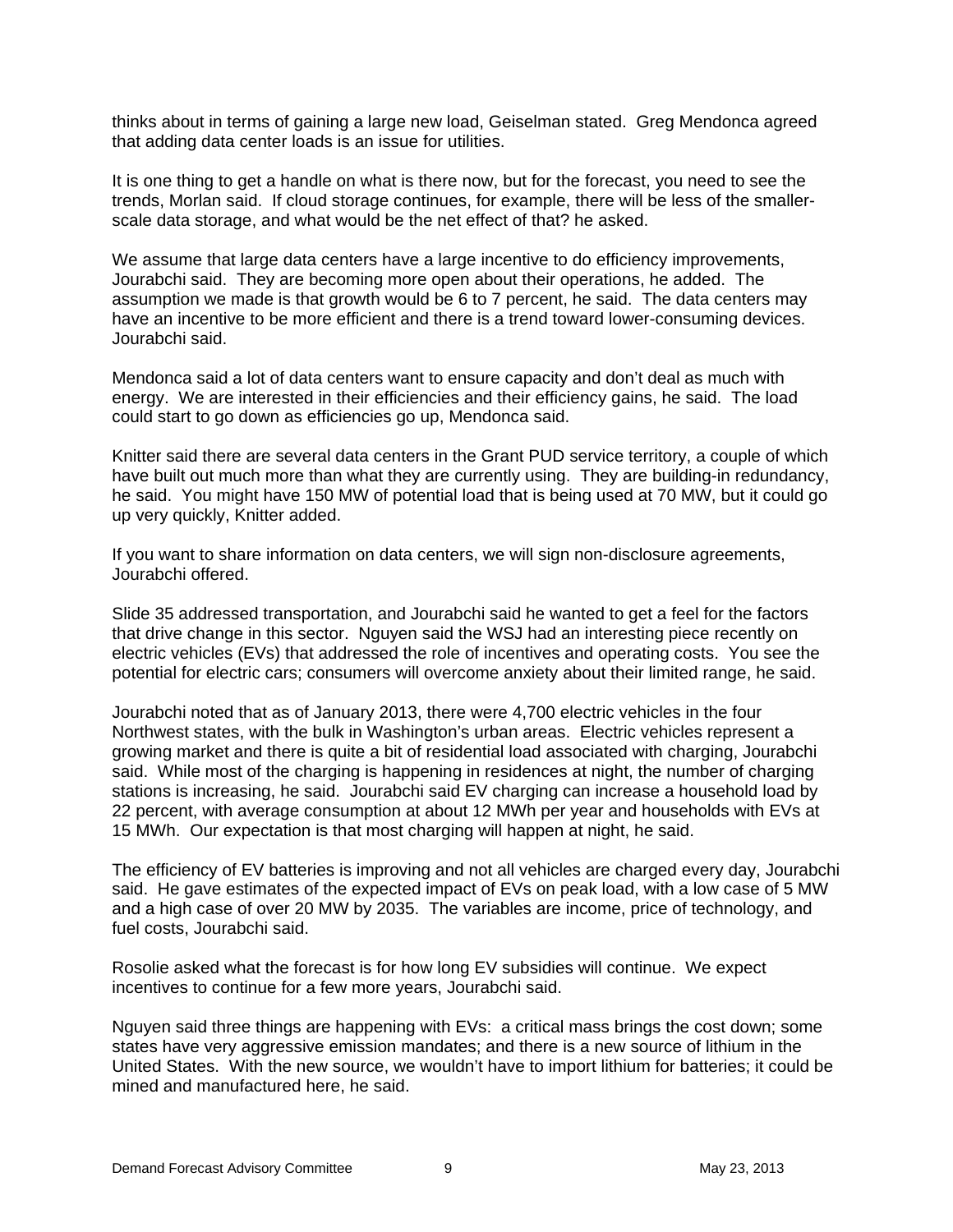thinks about in terms of gaining a large new load, Geiselman stated. Greg Mendonca agreed that adding data center loads is an issue for utilities.

It is one thing to get a handle on what is there now, but for the forecast, you need to see the trends, Morlan said. If cloud storage continues, for example, there will be less of the smaller-scale data storage, and what would be the net effect of that? he asked.

We assume that large data centers have a large incentive to do efficiency improvements, Jourabchi said. They are becoming more open about their operations, he added. The assumption we made is that growth would be 6 to 7 percent, he said. The data centers may have an incentive to be more efficient and there is a trend toward lower-consuming devices. Jourabchi said.

Mendonca said a lot of data centers want to ensure capacity and don't deal as much with energy. We are interested in their efficiencies and their efficiency gains, he said. The load could start to go down as efficiencies go up, Mendonca said.

Knitter said there are several data centers in the Grant PUD service territory, a couple of which have built out much more than what they are currently using. They are building-in redundancy, he said. You might have 150 MW of potential load that is being used at 70 MW, but it could go up very quickly, Knitter added.

If you want to share information on data centers, we will sign non-disclosure agreements, Jourabchi offered.

Slide 35 addressed transportation, and Jourabchi said he wanted to get a feel for the factors that drive change in this sector. Nguyen said the WSJ had an interesting piece recently on electric vehicles (EVs) that addressed the role of incentives and operating costs. You see the potential for electric cars; consumers will overcome anxiety about their limited range, he said.

Jourabchi noted that as of January 2013, there were 4,700 electric vehicles in the four Northwest states, with the bulk in Washington's urban areas. Electric vehicles represent a growing market and there is quite a bit of residential load associated with charging, Jourabchi said. While most of the charging is happening in residences at night, the number of charging stations is increasing, he said. Jourabchi said EV charging can increase a household load by 22 percent, with average consumption at about 12 MWh per year and households with EVs at 15 MWh. Our expectation is that most charging will happen at night, he said.

The efficiency of EV batteries is improving and not all vehicles are charged every day, Jourabchi said. He gave estimates of the expected impact of EVs on peak load, with a low case of 5 MW and a high case of over 20 MW by 2035. The variables are income, price of technology, and fuel costs, Jourabchi said.

Rosolie asked what the forecast is for how long EV subsidies will continue. We expect incentives to continue for a few more years, Jourabchi said.

Nguyen said three things are happening with EVs: a critical mass brings the cost down; some states have very aggressive emission mandates; and there is a new source of lithium in the United States. With the new source, we wouldn't have to import lithium for batteries; it could be mined and manufactured here, he said.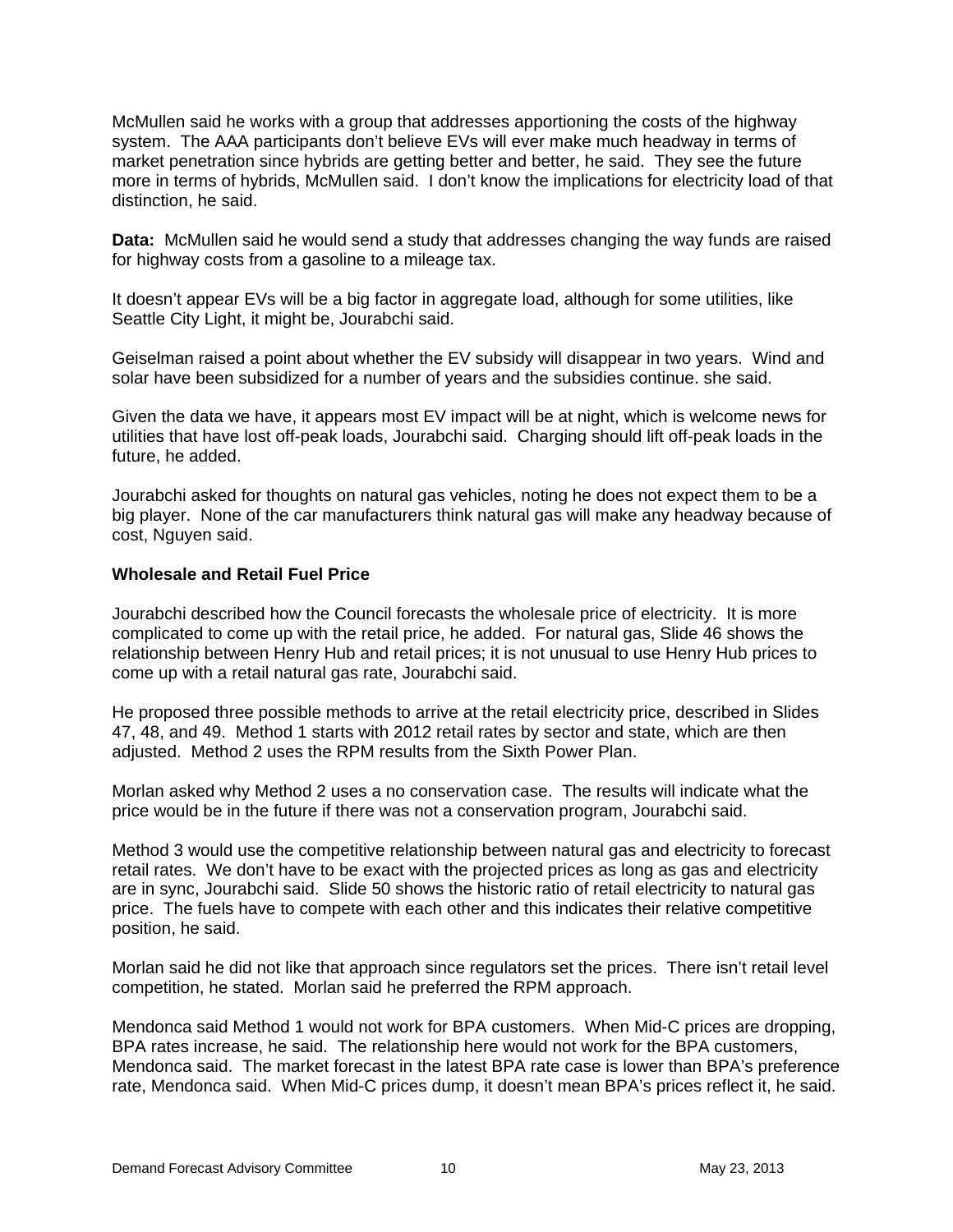McMullen said he works with a group that addresses apportioning the costs of the highway system. The AAA participants don't believe EVs will ever make much headway in terms of market penetration since hybrids are getting better and better, he said. They see the future more in terms of hybrids, McMullen said. I don't know the implications for electricity load of that distinction, he said.

**Data:** McMullen said he would send a study that addresses changing the way funds are raised for highway costs from a gasoline to a mileage tax.

It doesn't appear EVs will be a big factor in aggregate load, although for some utilities, like Seattle City Light, it might be, Jourabchi said.

Geiselman raised a point about whether the EV subsidy will disappear in two years. Wind and solar have been subsidized for a number of years and the subsidies continue. she said.

Given the data we have, it appears most EV impact will be at night, which is welcome news for utilities that have lost off-peak loads, Jourabchi said. Charging should lift off-peak loads in the future, he added.

Jourabchi asked for thoughts on natural gas vehicles, noting he does not expect them to be a big player. None of the car manufacturers think natural gas will make any headway because of cost, Nguyen said.

**Wholesale and Retail Fuel Price**

Jourabchi described how the Council forecasts the wholesale price of electricity. It is more complicated to come up with the retail price, he added. For natural gas, Slide 46 shows the relationship between Henry Hub and retail prices; it is not unusual to use Henry Hub prices to come up with a retail natural gas rate, Jourabchi said.

He proposed three possible methods to arrive at the retail electricity price, described in Slides 47, 48, and 49. Method 1 starts with 2012 retail rates by sector and state, which are then adjusted. Method 2 uses the RPM results from the Sixth Power Plan.

Morlan asked why Method 2 uses a no conservation case. The results will indicate what the price would be in the future if there was not a conservation program, Jourabchi said.

Method 3 would use the competitive relationship between natural gas and electricity to forecast retail rates. We don't have to be exact with the projected prices as long as gas and electricity are in sync, Jourabchi said. Slide 50 shows the historic ratio of retail electricity to natural gas price. The fuels have to compete with each other and this indicates their relative competitive position, he said.

Morlan said he did not like that approach since regulators set the prices. There isn't retail level competition, he stated. Morlan said he preferred the RPM approach.

Mendonca said Method 1 would not work for BPA customers. When Mid-C prices are dropping, BPA rates increase, he said. The relationship here would not work for the BPA customers, Mendonca said. The market forecast in the latest BPA rate case is lower than BPA's preference rate, Mendonca said. When Mid-C prices dump, it doesn't mean BPA's prices reflect it, he said.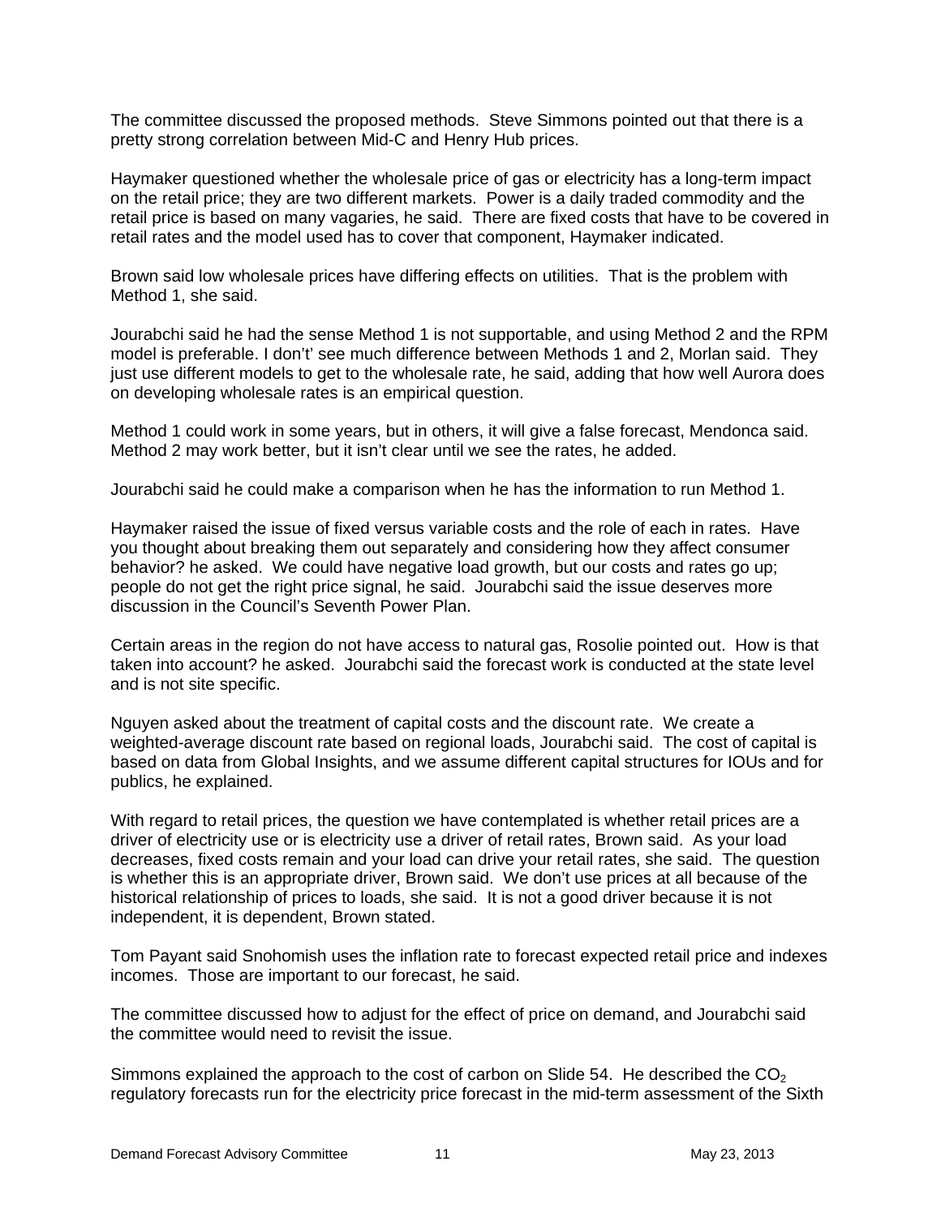The committee discussed the proposed methods. Steve Simmons pointed out that there is a pretty strong correlation between Mid-C and Henry Hub prices.

Haymaker questioned whether the wholesale price of gas or electricity has a long-term impact on the retail price; they are two different markets. Power is a daily traded commodity and the retail price is based on many vagaries, he said. There are fixed costs that have to be covered in retail rates and the model used has to cover that component, Haymaker indicated.

Brown said low wholesale prices have differing effects on utilities. That is the problem with Method 1, she said.

Jourabchi said he had the sense Method 1 is not supportable, and using Method 2 and the RPM model is preferable. I don't' see much difference between Methods 1 and 2, Morlan said. They just use different models to get to the wholesale rate, he said, adding that how well Aurora does on developing wholesale rates is an empirical question.

Method 1 could work in some years, but in others, it will give a false forecast, Mendonca said. Method 2 may work better, but it isn't clear until we see the rates, he added.

Jourabchi said he could make a comparison when he has the information to run Method 1.

Haymaker raised the issue of fixed versus variable costs and the role of each in rates. Have you thought about breaking them out separately and considering how they affect consumer behavior? he asked. We could have negative load growth, but our costs and rates go up; people do not get the right price signal, he said. Jourabchi said the issue deserves more discussion in the Council's Seventh Power Plan.

Certain areas in the region do not have access to natural gas, Rosolie pointed out. How is that taken into account? he asked. Jourabchi said the forecast work is conducted at the state level and is not site specific.

Nguyen asked about the treatment of capital costs and the discount rate. We create a weighted-average discount rate based on regional loads, Jourabchi said. The cost of capital is based on data from Global Insights, and we assume different capital structures for IOUs and for publics, he explained.

With regard to retail prices, the question we have contemplated is whether retail prices are a driver of electricity use or is electricity use a driver of retail rates, Brown said. As your load decreases, fixed costs remain and your load can drive your retail rates, she said. The question is whether this is an appropriate driver, Brown said. We don't use prices at all because of the historical relationship of prices to loads, she said. It is not a good driver because it is not independent, it is dependent, Brown stated.

Tom Payant said Snohomish uses the inflation rate to forecast expected retail price and indexes incomes. Those are important to our forecast, he said.

The committee discussed how to adjust for the effect of price on demand, and Jourabchi said the committee would need to revisit the issue.

Simmons explained the approach to the cost of carbon on Slide 54. He described the $CO_2$ regulatory forecasts run for the electricity price forecast in the mid-term assessment of the Sixth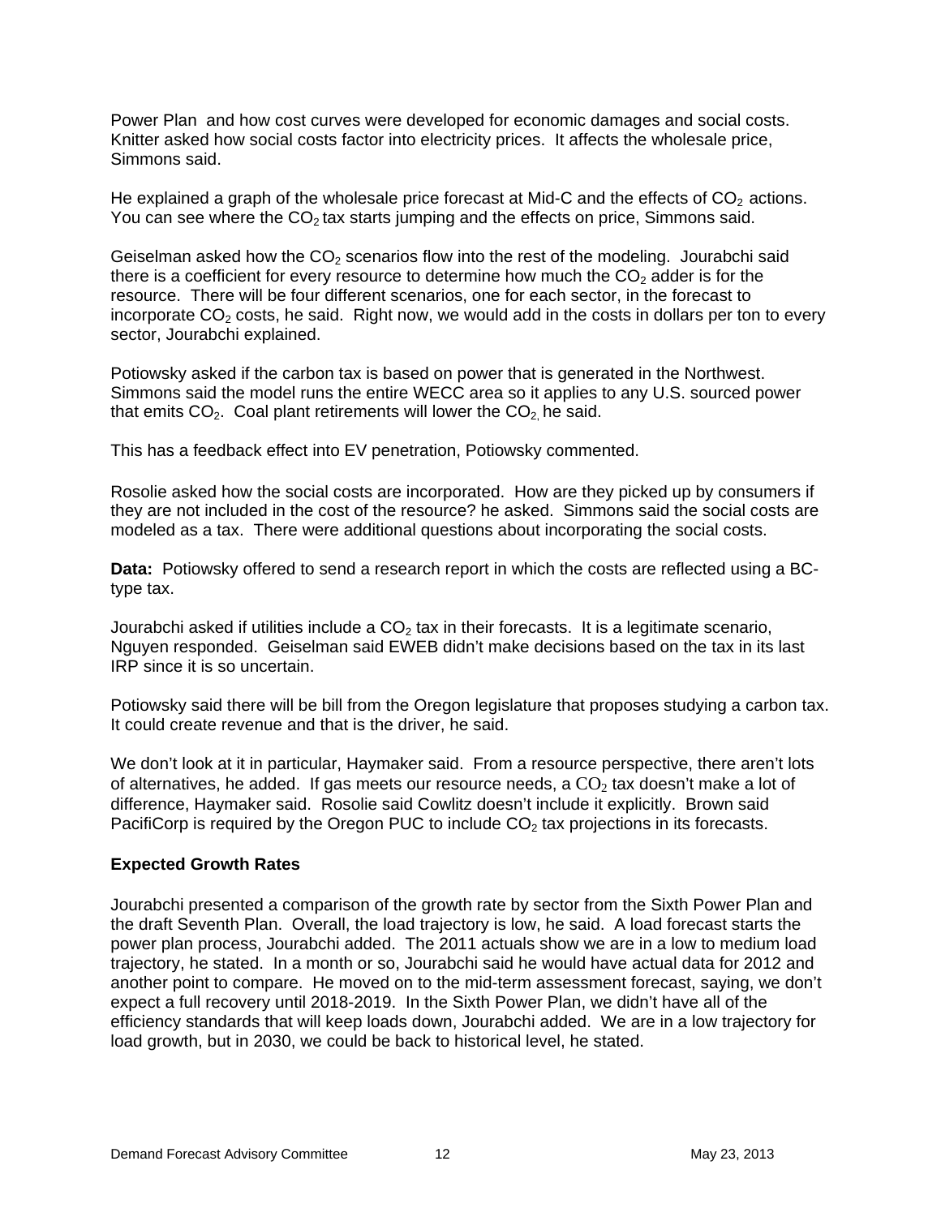Power Plan and how cost curves were developed for economic damages and social costs. Knitter asked how social costs factor into electricity prices. It affects the wholesale price, Simmons said.

He explained a graph of the wholesale price forecast at Mid-C and the effects of $CO_2$ actions. You can see where the $CO_2$ tax starts jumping and the effects on price, Simmons said.

Geiselman asked how the $CO_2$ scenarios flow into the rest of the modeling. Jourabchi said there is a coefficient for every resource to determine how much the $CO_2$ adder is for the resource. There will be four different scenarios, one for each sector, in the forecast to incorporate $CO_2$ costs, he said. Right now, we would add in the costs in dollars per ton to every sector, Jourabchi explained.

Potiowsky asked if the carbon tax is based on power that is generated in the Northwest. Simmons said the model runs the entire WECC area so it applies to any U.S. sourced power that emits $CO_2$. Coal plant retirements will lower the $CO_2$, he said.

This has a feedback effect into EV penetration, Potiowsky commented.

Rosolie asked how the social costs are incorporated. How are they picked up by consumers if they are not included in the cost of the resource? he asked. Simmons said the social costs are modeled as a tax. There were additional questions about incorporating the social costs.

**Data:** Potiowsky offered to send a research report in which the costs are reflected using a BC-type tax.

Jourabchi asked if utilities include a $CO_2$ tax in their forecasts. It is a legitimate scenario, Nguyen responded. Geiselman said EWEB didn't make decisions based on the tax in its last IRP since it is so uncertain.

Potiowsky said there will be bill from the Oregon legislature that proposes studying a carbon tax. It could create revenue and that is the driver, he said.

We don't look at it in particular, Haymaker said. From a resource perspective, there aren't lots of alternatives, he added. If gas meets our resource needs, a $CO_2$ tax doesn't make a lot of difference, Haymaker said. Rosolie said Cowlitz doesn't include it explicitly. Brown said PacifiCorp is required by the Oregon PUC to include $CO_2$ tax projections in its forecasts.

**Expected Growth Rates**

Jourabchi presented a comparison of the growth rate by sector from the Sixth Power Plan and the draft Seventh Plan. Overall, the load trajectory is low, he said. A load forecast starts the power plan process, Jourabchi added. The 2011 actuals show we are in a low to medium load trajectory, he stated. In a month or so, Jourabchi said he would have actual data for 2012 and another point to compare. He moved on to the mid-term assessment forecast, saying, we don't expect a full recovery until 2018-2019. In the Sixth Power Plan, we didn't have all of the efficiency standards that will keep loads down, Jourabchi added. We are in a low trajectory for load growth, but in 2030, we could be back to historical level, he stated.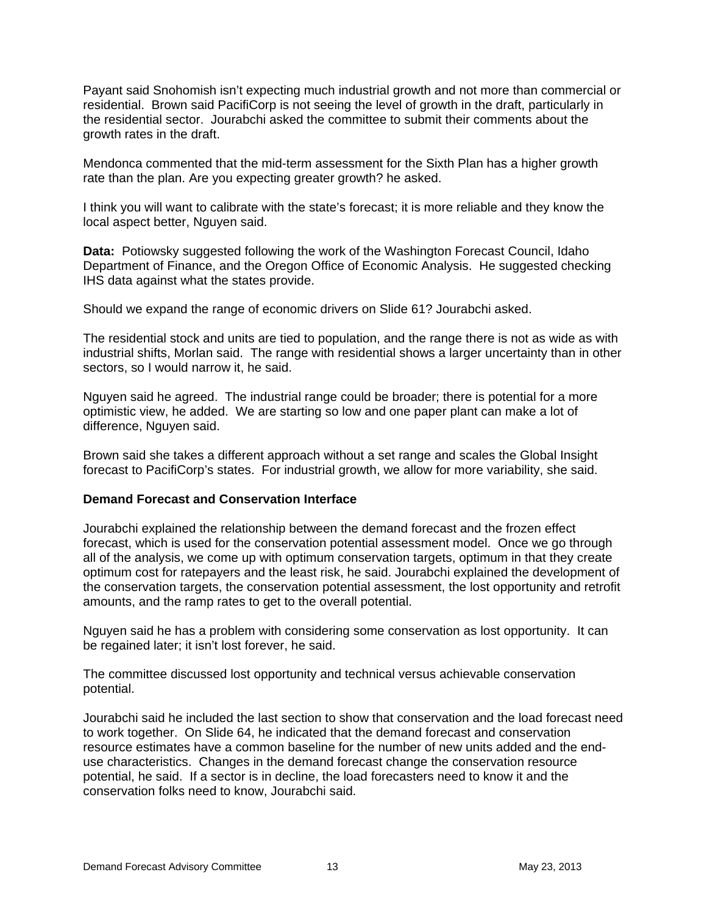Payant said Snohomish isn't expecting much industrial growth and not more than commercial or residential. Brown said PacifiCorp is not seeing the level of growth in the draft, particularly in the residential sector. Jourabchi asked the committee to submit their comments about the growth rates in the draft.

Mendonca commented that the mid-term assessment for the Sixth Plan has a higher growth rate than the plan. Are you expecting greater growth? he asked.

I think you will want to calibrate with the state's forecast; it is more reliable and they know the local aspect better, Nguyen said.

**Data:** Potiowsky suggested following the work of the Washington Forecast Council, Idaho Department of Finance, and the Oregon Office of Economic Analysis. He suggested checking IHS data against what the states provide.

Should we expand the range of economic drivers on Slide 61? Jourabchi asked.

The residential stock and units are tied to population, and the range there is not as wide as with industrial shifts, Morlan said. The range with residential shows a larger uncertainty than in other sectors, so I would narrow it, he said.

Nguyen said he agreed. The industrial range could be broader; there is potential for a more optimistic view, he added. We are starting so low and one paper plant can make a lot of difference, Nguyen said.

Brown said she takes a different approach without a set range and scales the Global Insight forecast to PacifiCorp's states. For industrial growth, we allow for more variability, she said.

### Demand Forecast and Conservation Interface

Jourabchi explained the relationship between the demand forecast and the frozen effect forecast, which is used for the conservation potential assessment model. Once we go through all of the analysis, we come up with optimum conservation targets, optimum in that they create optimum cost for ratepayers and the least risk, he said. Jourabchi explained the development of the conservation targets, the conservation potential assessment, the lost opportunity and retrofit amounts, and the ramp rates to get to the overall potential.

Nguyen said he has a problem with considering some conservation as lost opportunity. It can be regained later; it isn't lost forever, he said.

The committee discussed lost opportunity and technical versus achievable conservation potential.

Jourabchi said he included the last section to show that conservation and the load forecast need to work together. On Slide 64, he indicated that the demand forecast and conservation resource estimates have a common baseline for the number of new units added and the end-use characteristics. Changes in the demand forecast change the conservation resource potential, he said. If a sector is in decline, the load forecasters need to know it and the conservation folks need to know, Jourabchi said.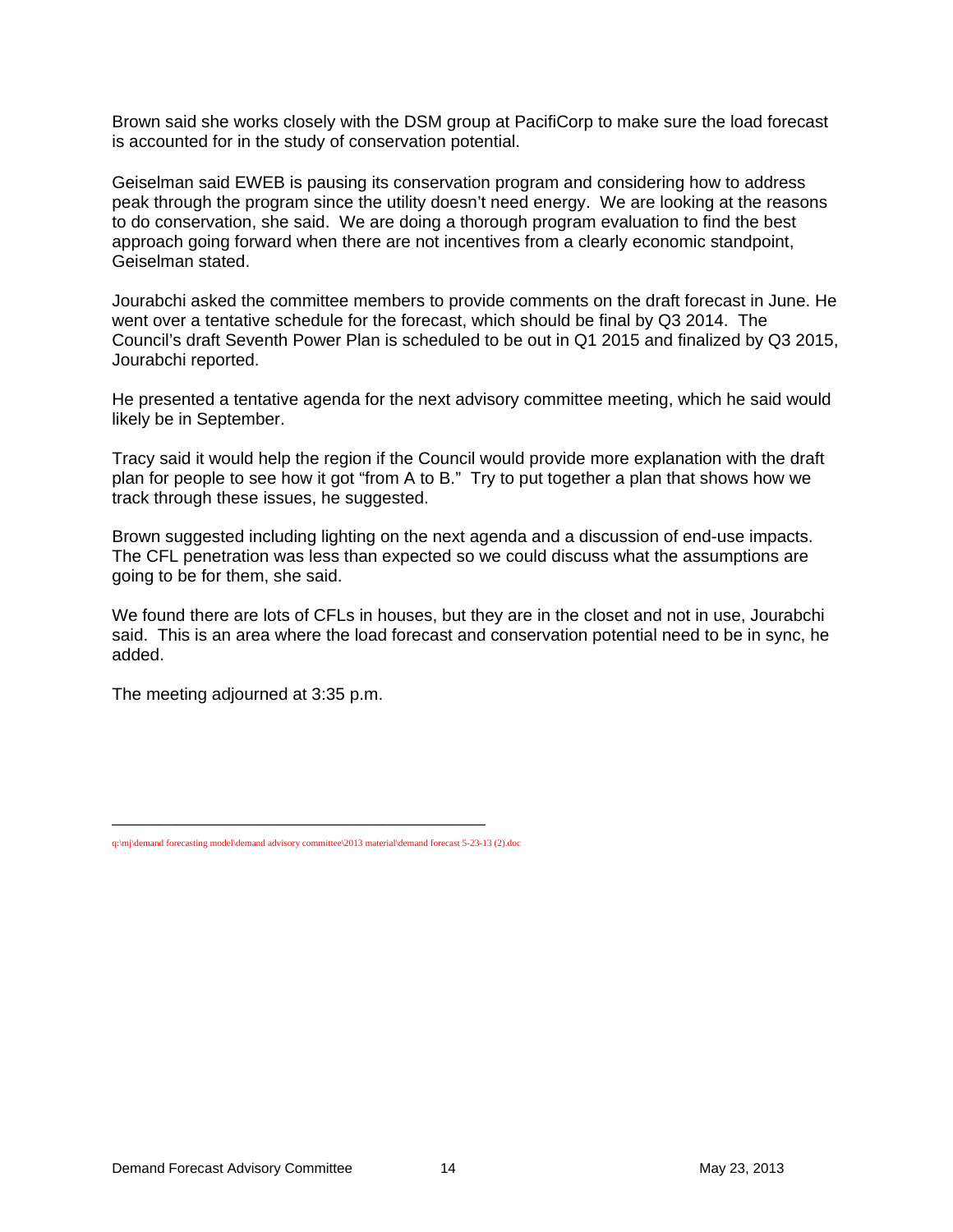Brown said she works closely with the DSM group at PacifiCorp to make sure the load forecast is accounted for in the study of conservation potential.

Geiselman said EWEB is pausing its conservation program and considering how to address peak through the program since the utility doesn't need energy. We are looking at the reasons to do conservation, she said. We are doing a thorough program evaluation to find the best approach going forward when there are not incentives from a clearly economic standpoint, Geiselman stated.

Jourabchi asked the committee members to provide comments on the draft forecast in June. He went over a tentative schedule for the forecast, which should be final by Q3 2014. The Council's draft Seventh Power Plan is scheduled to be out in Q1 2015 and finalized by Q3 2015, Jourabchi reported.

He presented a tentative agenda for the next advisory committee meeting, which he said would likely be in September.

Tracy said it would help the region if the Council would provide more explanation with the draft plan for people to see how it got "from A to B." Try to put together a plan that shows how we track through these issues, he suggested.

Brown suggested including lighting on the next agenda and a discussion of end-use impacts. The CFL penetration was less than expected so we could discuss what the assumptions are going to be for them, she said.

We found there are lots of CFLs in houses, but they are in the closet and not in use, Jourabchi said. This is an area where the load forecast and conservation potential need to be in sync, he added.

The meeting adjourned at 3:35 p.m.

---

q:\mj\demand forecasting model\demand advisory committee\2013 material\demand forecast 5-23-13 (2).doc